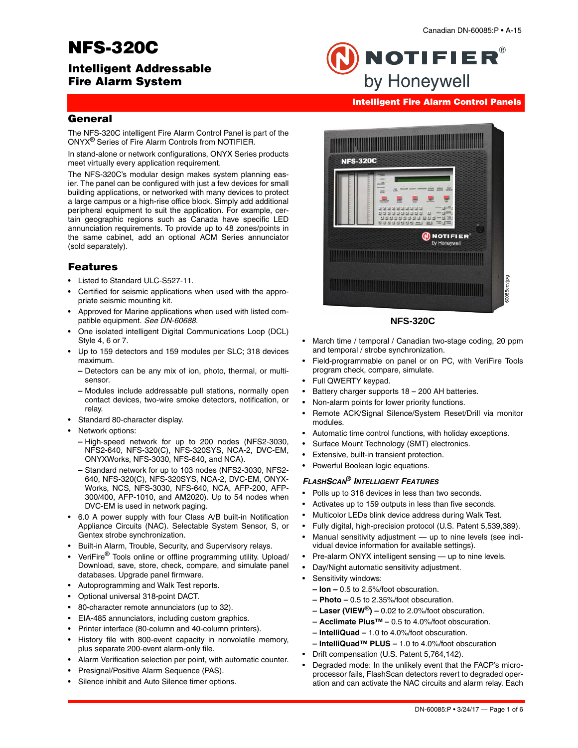# NFS-320C

## Intelligent Addressable Fire Alarm System

NOTIFIER by Honeywell

Intelligent Fire Alarm Control Panels

## General

The NFS-320C intelligent Fire Alarm Control Panel is part of the ONYX® Series of Fire Alarm Controls from NOTIFIER.

In stand-alone or network configurations, ONYX Series products meet virtually every application requirement.

The NFS-320C's modular design makes system planning easier. The panel can be configured with just a few devices for small building applications, or networked with many devices to protect a large campus or a high-rise office block. Simply add additional peripheral equipment to suit the application. For example, certain geographic regions such as Canada have specific LED annunciation requirements. To provide up to 48 zones/points in the same cabinet, add an optional ACM Series annunciator (sold separately).

## Features

- Listed to Standard ULC-S527-11.
- Certified for seismic applications when used with the appropriate seismic mounting kit.
- Approved for Marine applications when used with listed compatible equipment. *See DN-60688.*
- One isolated intelligent Digital Communications Loop (DCL) Style 4, 6 or 7.
- Up to 159 detectors and 159 modules per SLC; 318 devices maximum.
  - Detectors can be any mix of ion, photo, thermal, or multi-sensor.
  - Modules include addressable pull stations, normally open contact devices, two-wire smoke detectors, notification, or relay.
- Standard 80-character display.
- Network options:
  - High-speed network for up to 200 nodes (NFS2-3030, NFS2-640, NFS-320(C), NFS-320SYS, NCA-2, DVC-EM, ONYXWorks, NFS-3030, NFS-640, and NCA).
  - Standard network for up to 103 nodes (NFS2-3030, NFS2-640, NFS-320(C), NFS-320SYS, NCA-2, DVC-EM, ONYX-Works, NCS, NFS-3030, NFS-640, NCA, AFP-200, AFP-300/400, AFP-1010, and AM2020). Up to 54 nodes when DVC-EM is used in network paging.
- 6.0 A power supply with four Class A/B built-in Notification Appliance Circuits (NAC). Selectable System Sensor, S, or Gentex strobe synchronization.
- Built-in Alarm, Trouble, Security, and Supervisory relays.
- VeriFire® Tools online or offline programming utility. Upload/Download, save, store, check, compare, and simulate panel databases. Upgrade panel firmware.
- Autoprogramming and Walk Test reports.
- Optional universal 318-point DACT.
- 80-character remote annunciators (up to 32).
- EIA-485 annunciators, including custom graphics.
- Printer interface (80-column and 40-column printers).
- History file with 800-event capacity in nonvolatile memory, plus separate 200-event alarm-only file.
- Alarm Verification selection per point, with automatic counter.
- Presignal/Positive Alarm Sequence (PAS).
- Silence inhibit and Auto Silence timer options.

NFS-320C

- March time / temporal / Canadian two-stage coding, 20 ppm and temporal / strobe synchronization.
- Field-programmable on panel or on PC, with VeriFire Tools program check, compare, simulate.
- Full QWERTY keypad.
- Battery charger supports 18 – 200 AH batteries.
- Non-alarm points for lower priority functions.
- Remote ACK/Signal Silence/System Reset/Drill via monitor modules.
- Automatic time control functions, with holiday exceptions.
- Surface Mount Technology (SMT) electronics.
- Extensive, built-in transient protection.
- Powerful Boolean logic equations.

### *FlashScan® Intelligent Features*

- Polls up to 318 devices in less than two seconds.
- Activates up to 159 outputs in less than five seconds.
- Multicolor LEDs blink device address during Walk Test.
- Fully digital, high-precision protocol (U.S. Patent 5,539,389).
- Manual sensitivity adjustment — up to nine levels (see individual device information for available settings).
- Pre-alarm ONYX intelligent sensing — up to nine levels.
- Day/Night automatic sensitivity adjustment.
- Sensitivity windows:
  - **Ion –** 0.5 to 2.5%/foot obscuration.
  - **Photo –** 0.5 to 2.35%/foot obscuration.
  - **Laser (VIEW®) –** 0.02 to 2.0%/foot obscuration.
  - **Acclimate Plus™ –** 0.5 to 4.0%/foot obscuration.
  - **IntelliQuad –** 1.0 to 4.0%/foot obscuration.
  - **IntelliQuad™ PLUS –** 1.0 to 4.0%/foot obscuration
- Drift compensation (U.S. Patent 5,764,142).
- Degraded mode: In the unlikely event that the FACP's microprocessor fails, FlashScan detectors revert to degraded operation and can activate the NAC circuits and alarm relay. Each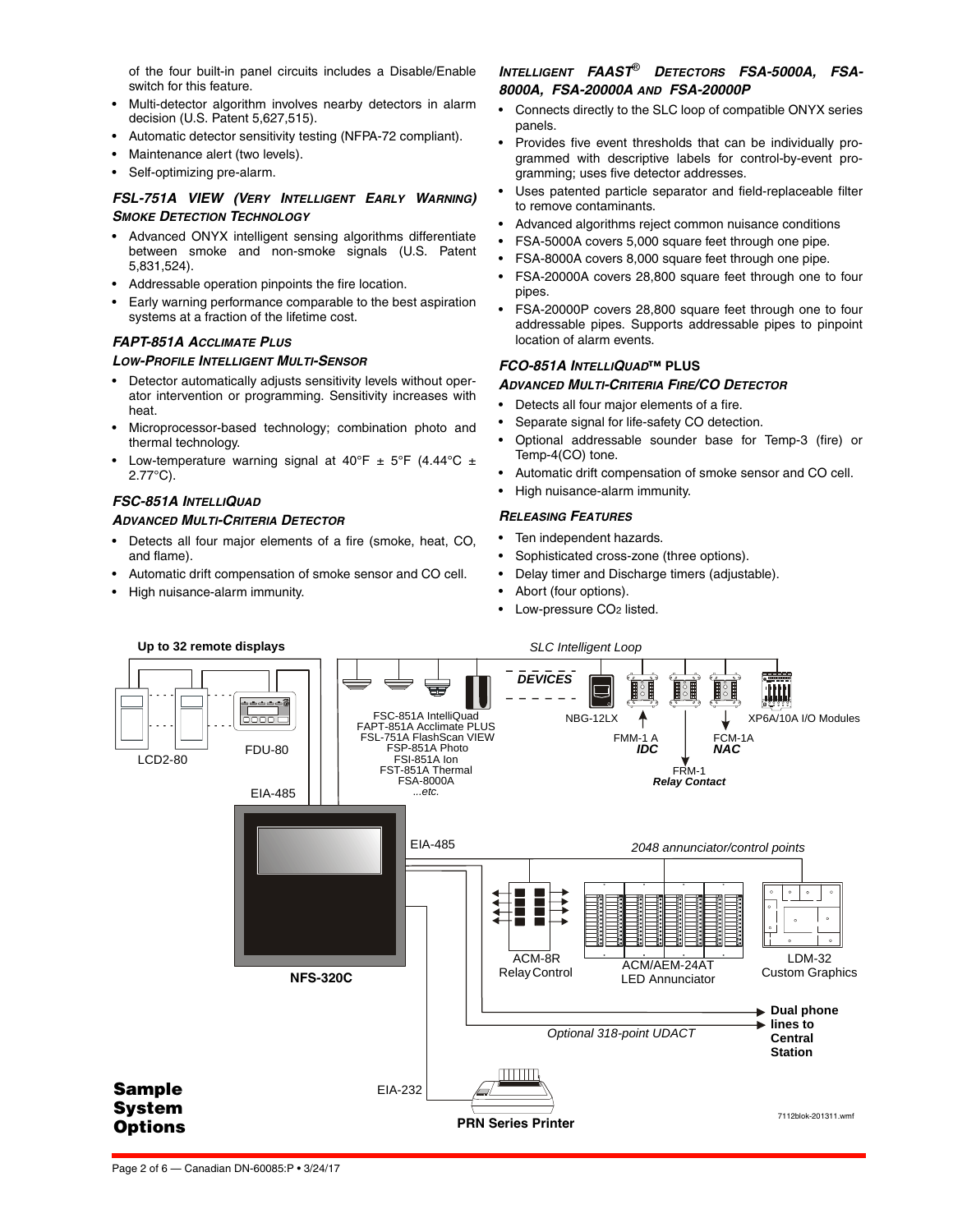of the four built-in panel circuits includes a Disable/Enable switch for this feature.

- Multi-detector algorithm involves nearby detectors in alarm decision (U.S. Patent 5,627,515).
- Automatic detector sensitivity testing (NFPA-72 compliant).
- Maintenance alert (two levels).
- Self-optimizing pre-alarm.

### *FSL-751A VIEW (Very Intelligent Early Warning) Smoke Detection Technology*

- Advanced ONYX intelligent sensing algorithms differentiate between smoke and non-smoke signals (U.S. Patent 5,831,524).
- Addressable operation pinpoints the fire location.
- Early warning performance comparable to the best aspiration systems at a fraction of the lifetime cost.

### *FAPT-851A Acclimate Plus*

### *Low-Profile Intelligent Multi-Sensor*

- Detector automatically adjusts sensitivity levels without operator intervention or programming. Sensitivity increases with heat.
- Microprocessor-based technology; combination photo and thermal technology.
- Low-temperature warning signal at 40°F ± 5°F (4.44°C ± 2.77°C).

### *FSC-851A IntelliQuad*

### *Advanced Multi-Criteria Detector*

- Detects all four major elements of a fire (smoke, heat, CO, and flame).
- Automatic drift compensation of smoke sensor and CO cell.
- High nuisance-alarm immunity.

### *Intelligent FAAST® Detectors FSA-5000A, FSA-8000A, FSA-20000A and FSA-20000P*

- Connects directly to the SLC loop of compatible ONYX series panels.
- Provides five event thresholds that can be individually programmed with descriptive labels for control-by-event programming; uses five detector addresses.
- Uses patented particle separator and field-replaceable filter to remove contaminants.
- Advanced algorithms reject common nuisance conditions
- FSA-5000A covers 5,000 square feet through one pipe.
- FSA-8000A covers 8,000 square feet through one pipe.
- FSA-20000A covers 28,800 square feet through one to four pipes.
- FSA-20000P covers 28,800 square feet through one to four addressable pipes. Supports addressable pipes to pinpoint location of alarm events.

### *FCO-851A IntelliQuad™ PLUS*

### *Advanced Multi-Criteria Fire/CO Detector*

- Detects all four major elements of a fire.
- Separate signal for life-safety CO detection.
- Optional addressable sounder base for Temp-3 (fire) or Temp-4(CO) tone.
- Automatic drift compensation of smoke sensor and CO cell.
- High nuisance-alarm immunity.

### *Releasing Features*

- Ten independent hazards.
- Sophisticated cross-zone (three options).
- Delay timer and Discharge timers (adjustable).
- Abort (four options).
- Low-pressure $CO_2$ listed.

**Up to 32 remote displays**

LCD2-80 FDU-80 EIA-485

*SLC Intelligent Loop*

***DEVICES***

FSC-851A IntelliQuad
FAPT-851A Acclimate PLUS
FSL-751A FlashScan VIEW
FSP-851A Photo
FSI-851A Ion
FST-851A Thermal
FSA-8000A
*...etc.*

NBG-12LX

FMM-1 A ***IDC***

FRM-1 ***Relay Contact***

FCM-1A ***NAC***

XP6A/10A I/O Modules

EIA-485

*2048 annunciator/control points*

ACM-8R Relay Control

ACM/AEM-24AT LED Annunciator

LDM-32 Custom Graphics

**NFS-320C**

*Optional 318-point UDACT*

**Dual phone lines to Central Station**

EIA-232

**PRN Series Printer**

**Sample System Options**

7112blok-201311.wmf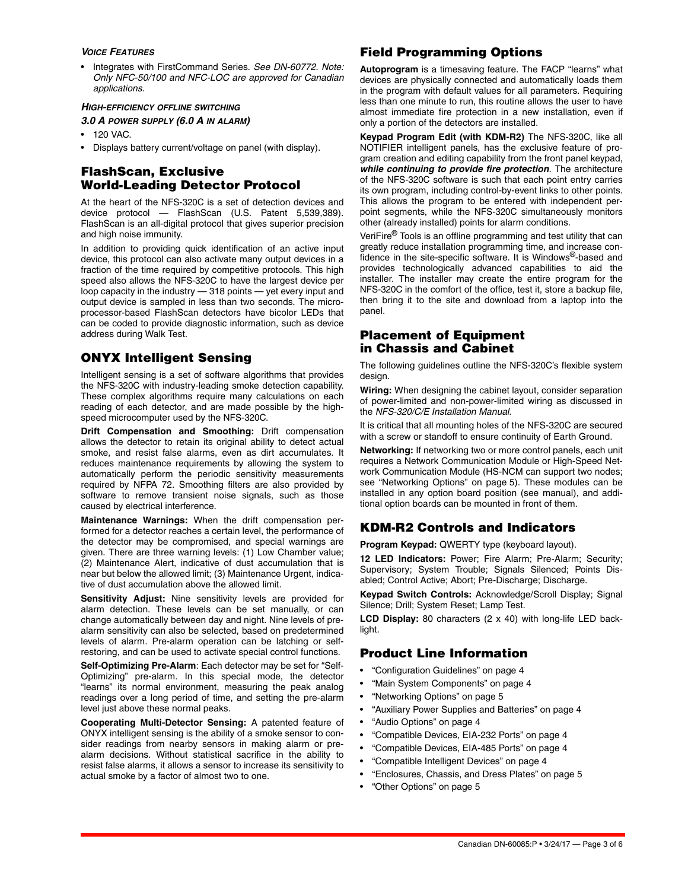#### *VOICE FEATURES*

- Integrates with FirstCommand Series. *See DN-60772. Note: Only NFC-50/100 and NFC-LOC are approved for Canadian applications.*

#### *HIGH-EFFICIENCY OFFLINE SWITCHING*

#### *3.0 A POWER SUPPLY (6.0 A IN ALARM)*

- 120 VAC.
- Displays battery current/voltage on panel (with display).

## FlashScan, Exclusive World-Leading Detector Protocol

At the heart of the NFS-320C is a set of detection devices and device protocol — FlashScan (U.S. Patent 5,539,389). FlashScan is an all-digital protocol that gives superior precision and high noise immunity.

In addition to providing quick identification of an active input device, this protocol can also activate many output devices in a fraction of the time required by competitive protocols. This high speed also allows the NFS-320C to have the largest device per loop capacity in the industry — 318 points — yet every input and output device is sampled in less than two seconds. The microprocessor-based FlashScan detectors have bicolor LEDs that can be coded to provide diagnostic information, such as device address during Walk Test.

## ONYX Intelligent Sensing

Intelligent sensing is a set of software algorithms that provides the NFS-320C with industry-leading smoke detection capability. These complex algorithms require many calculations on each reading of each detector, and are made possible by the high-speed microcomputer used by the NFS-320C.

**Drift Compensation and Smoothing:** Drift compensation allows the detector to retain its original ability to detect actual smoke, and resist false alarms, even as dirt accumulates. It reduces maintenance requirements by allowing the system to automatically perform the periodic sensitivity measurements required by NFPA 72. Smoothing filters are also provided by software to remove transient noise signals, such as those caused by electrical interference.

**Maintenance Warnings:** When the drift compensation performed for a detector reaches a certain level, the performance of the detector may be compromised, and special warnings are given. There are three warning levels: (1) Low Chamber value; (2) Maintenance Alert, indicative of dust accumulation that is near but below the allowed limit; (3) Maintenance Urgent, indicative of dust accumulation above the allowed limit.

**Sensitivity Adjust:** Nine sensitivity levels are provided for alarm detection. These levels can be set manually, or can change automatically between day and night. Nine levels of pre-alarm sensitivity can also be selected, based on predetermined levels of alarm. Pre-alarm operation can be latching or self-restoring, and can be used to activate special control functions.

**Self-Optimizing Pre-Alarm**: Each detector may be set for "Self-Optimizing" pre-alarm. In this special mode, the detector "learns" its normal environment, measuring the peak analog readings over a long period of time, and setting the pre-alarm level just above these normal peaks.

**Cooperating Multi-Detector Sensing:** A patented feature of ONYX intelligent sensing is the ability of a smoke sensor to consider readings from nearby sensors in making alarm or pre-alarm decisions. Without statistical sacrifice in the ability to resist false alarms, it allows a sensor to increase its sensitivity to actual smoke by a factor of almost two to one.

## Field Programming Options

**Autoprogram** is a timesaving feature. The FACP "learns" what devices are physically connected and automatically loads them in the program with default values for all parameters. Requiring less than one minute to run, this routine allows the user to have almost immediate fire protection in a new installation, even if only a portion of the detectors are installed.

**Keypad Program Edit (with KDM-R2)** The NFS-320C, like all NOTIFIER intelligent panels, has the exclusive feature of program creation and editing capability from the front panel keypad, ***while continuing to provide fire protection***. The architecture of the NFS-320C software is such that each point entry carries its own program, including control-by-event links to other points. This allows the program to be entered with independent per-point segments, while the NFS-320C simultaneously monitors other (already installed) points for alarm conditions.

VeriFire® Tools is an offline programming and test utility that can greatly reduce installation programming time, and increase confidence in the site-specific software. It is Windows®-based and provides technologically advanced capabilities to aid the installer. The installer may create the entire program for the NFS-320C in the comfort of the office, test it, store a backup file, then bring it to the site and download from a laptop into the panel.

## Placement of Equipment in Chassis and Cabinet

The following guidelines outline the NFS-320C's flexible system design.

**Wiring:** When designing the cabinet layout, consider separation of power-limited and non-power-limited wiring as discussed in the *NFS-320/C/E Installation Manual*.

It is critical that all mounting holes of the NFS-320C are secured with a screw or standoff to ensure continuity of Earth Ground.

**Networking:** If networking two or more control panels, each unit requires a Network Communication Module or High-Speed Network Communication Module (HS-NCM can support two nodes; see "Networking Options" on page 5). These modules can be installed in any option board position (see manual), and additional option boards can be mounted in front of them.

## KDM-R2 Controls and Indicators

**Program Keypad:** QWERTY type (keyboard layout).

**12 LED Indicators:** Power; Fire Alarm; Pre-Alarm; Security; Supervisory; System Trouble; Signals Silenced; Points Disabled; Control Active; Abort; Pre-Discharge; Discharge.

**Keypad Switch Controls:** Acknowledge/Scroll Display; Signal Silence; Drill; System Reset; Lamp Test.

**LCD Display:** 80 characters (2 x 40) with long-life LED backlight.

## Product Line Information

- "Configuration Guidelines" on page 4
- "Main System Components" on page 4
- "Networking Options" on page 5
- "Auxiliary Power Supplies and Batteries" on page 4
- "Audio Options" on page 4
- "Compatible Devices, EIA-232 Ports" on page 4
- "Compatible Devices, EIA-485 Ports" on page 4
- "Compatible Intelligent Devices" on page 4
- "Enclosures, Chassis, and Dress Plates" on page 5
- "Other Options" on page 5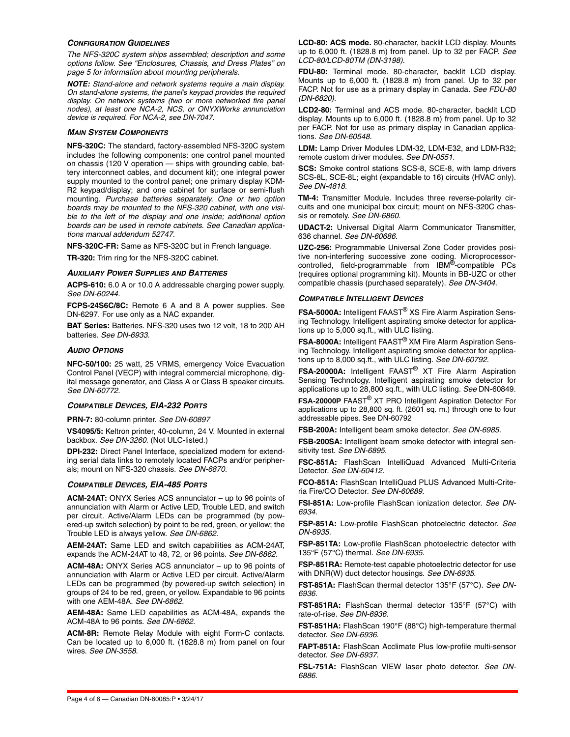### *CONFIGURATION GUIDELINES*

*The NFS-320C system ships assembled; description and some options follow. See "Enclosures, Chassis, and Dress Plates" on page 5 for information about mounting peripherals.*

***NOTE:*** *Stand-alone and network systems require a main display. On stand-alone systems, the panel's keypad provides the required display. On network systems (two or more networked fire panel nodes), at least one NCA-2, NCS, or ONYXWorks annunciation device is required. For NCA-2, see DN-7047.*

### *MAIN SYSTEM COMPONENTS*

**NFS-320C:** The standard, factory-assembled NFS-320C system includes the following components: one control panel mounted on chassis (120 V operation — ships with grounding cable, battery interconnect cables, and document kit); one integral power supply mounted to the control panel; one primary display KDM-R2 keypad/display; and one cabinet for surface or semi-flush mounting. *Purchase batteries separately. One or two option boards may be mounted to the NFS-320 cabinet, with one visible to the left of the display and one inside; additional option boards can be used in remote cabinets. See Canadian applications manual addendum 52747.*

**NFS-320C-FR:** Same as NFS-320C but in French language.

**TR-320:** Trim ring for the NFS-320C cabinet.

### *AUXILIARY POWER SUPPLIES AND BATTERIES*

**ACPS-610:** 6.0 A or 10.0 A addressable charging power supply. *See DN-60244.*

**FCPS-24S6C/8C:** Remote 6 A and 8 A power supplies. See DN-6297. For use only as a NAC expander.

**BAT Series:** Batteries. NFS-320 uses two 12 volt, 18 to 200 AH batteries. *See DN-6933.*

### *AUDIO OPTIONS*

**NFC-50/100:** 25 watt, 25 VRMS, emergency Voice Evacuation Control Panel (VECP) with integral commercial microphone, digital message generator, and Class A or Class B speaker circuits. *See DN-60772.*

### *COMPATIBLE DEVICES, EIA-232 PORTS*

**PRN-7:** 80-column printer. *See DN-60897*

**VS4095/5:** Keltron printer, 40-column, 24 V. Mounted in external backbox. *See DN-3260.* (Not ULC-listed.)

**DPI-232:** Direct Panel Interface, specialized modem for extending serial data links to remotely located FACPs and/or peripherals; mount on NFS-320 chassis. *See DN-6870.*

### *COMPATIBLE DEVICES, EIA-485 PORTS*

**ACM-24AT:** ONYX Series ACS annunciator – up to 96 points of annunciation with Alarm or Active LED, Trouble LED, and switch per circuit. Active/Alarm LEDs can be programmed (by powered-up switch selection) by point to be red, green, or yellow; the Trouble LED is always yellow. *See DN-6862.*

**AEM-24AT:** Same LED and switch capabilities as ACM-24AT, expands the ACM-24AT to 48, 72, or 96 points. *See DN-6862.*

**ACM-48A:** ONYX Series ACS annunciator – up to 96 points of annunciation with Alarm or Active LED per circuit. Active/Alarm LEDs can be programmed (by powered-up switch selection) in groups of 24 to be red, green, or yellow. Expandable to 96 points with one AEM-48A. *See DN-6862.*

**AEM-48A:** Same LED capabilities as ACM-48A, expands the ACM-48A to 96 points. *See DN-6862.*

**ACM-8R:** Remote Relay Module with eight Form-C contacts. Can be located up to 6,000 ft. (1828.8 m) from panel on four wires. *See DN-3558.*

**LCD-80: ACS mode.** 80-character, backlit LCD display. Mounts up to 6,000 ft. (1828.8 m) from panel. Up to 32 per FACP. *See LCD-80/LCD-80TM (DN-3198).*

**FDU-80:** Terminal mode. 80-character, backlit LCD display. Mounts up to 6,000 ft. (1828.8 m) from panel. Up to 32 per FACP. Not for use as a primary display in Canada. *See FDU-80 (DN-6820).*

**LCD2-80:** Terminal and ACS mode. 80-character, backlit LCD display. Mounts up to 6,000 ft. (1828.8 m) from panel. Up to 32 per FACP. Not for use as primary display in Canadian applications. *See DN-60548.*

**LDM:** Lamp Driver Modules LDM-32, LDM-E32, and LDM-R32; remote custom driver modules. *See DN-0551.*

**SCS:** Smoke control stations SCS-8, SCE-8, with lamp drivers SCS-8L, SCE-8L; eight (expandable to 16) circuits (HVAC only). *See DN-4818.*

**TM-4:** Transmitter Module. Includes three reverse-polarity circuits and one municipal box circuit; mount on NFS-320C chassis or remotely. *See DN-6860.*

**UDACT-2:** Universal Digital Alarm Communicator Transmitter, 636 channel. *See DN-60686.*

**UZC-256:** Programmable Universal Zone Coder provides positive non-interfering successive zone coding. Microprocessor-controlled, field-programmable from IBM®-compatible PCs (requires optional programming kit). Mounts in BB-UZC or other compatible chassis (purchased separately). *See DN-3404.*

### *COMPATIBLE INTELLIGENT DEVICES*

**FSA-5000A:** Intelligent FAAST® XS Fire Alarm Aspiration Sensing Technology. Intelligent aspirating smoke detector for applications up to 5,000 sq.ft., with ULC listing.

**FSA-8000A:** Intelligent FAAST® XM Fire Alarm Aspiration Sensing Technology. Intelligent aspirating smoke detector for applications up to 8,000 sq.ft., with ULC listing. *See DN-60792.*

**FSA-20000A:** Intelligent FAAST® XT Fire Alarm Aspiration Sensing Technology. Intelligent aspirating smoke detector for applications up to 28,800 sq.ft., with ULC listing. *See* DN-60849.

**FSA-20000P** FAAST® XT PRO Intelligent Aspiration Detector For applications up to 28,800 sq. ft. (2601 sq. m.) through one to four addressable pipes. See DN-60792

**FSB-200A:** Intelligent beam smoke detector. *See DN-6985.*

**FSB-200SA:** Intelligent beam smoke detector with integral sensitivity test. *See DN-6895.*

**FSC-851A:** FlashScan IntelliQuad Advanced Multi-Criteria Detector. *See DN-60412.*

**FCO-851A:** FlashScan IntelliQuad PLUS Advanced Multi-Criteria Fire/CO Detector. *See DN-60689.*

**FSI-851A:** Low-profile FlashScan ionization detector. *See DN-6934.*

**FSP-851A:** Low-profile FlashScan photoelectric detector. *See DN-6935.*

**FSP-851TA:** Low-profile FlashScan photoelectric detector with 135°F (57°C) thermal. *See DN-6935.*

**FSP-851RA:** Remote-test capable photoelectric detector for use with DNR(W) duct detector housings. *See DN-6935.*

**FST-851A:** FlashScan thermal detector 135°F (57°C). *See DN-6936.*

**FST-851RA:** FlashScan thermal detector 135°F (57°C) with rate-of-rise. *See DN-6936.*

**FST-851HA:** FlashScan 190°F (88°C) high-temperature thermal detector. *See DN-6936.*

**FAPT-851A:** FlashScan Acclimate Plus low-profile multi-sensor detector. *See DN-6937.*

**FSL-751A:** FlashScan VIEW laser photo detector. *See DN-6886.*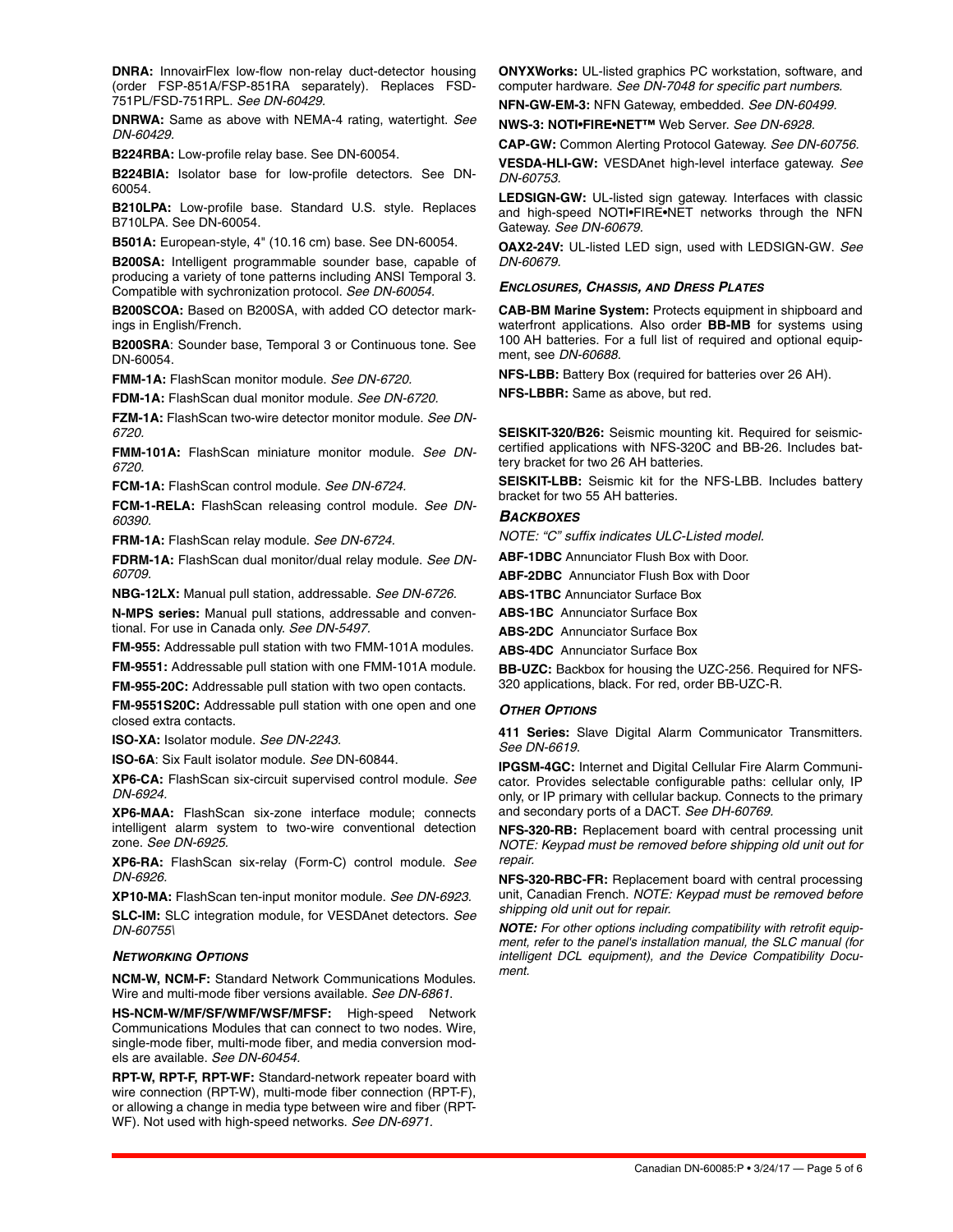**DNRA:** InnovairFlex low-flow non-relay duct-detector housing (order FSP-851A/FSP-851RA separately). Replaces FSD-751PL/FSD-751RPL. *See DN-60429.*

**DNRWA:** Same as above with NEMA-4 rating, watertight. *See DN-60429.*

**B224RBA:** Low-profile relay base. See DN-60054.

**B224BIA:** Isolator base for low-profile detectors. See DN-60054.

**B210LPA:** Low-profile base. Standard U.S. style. Replaces B710LPA. See DN-60054.

**B501A:** European-style, 4" (10.16 cm) base. See DN-60054.

**B200SA:** Intelligent programmable sounder base, capable of producing a variety of tone patterns including ANSI Temporal 3. Compatible with sychronization protocol. *See DN-60054.*

**B200SCOA:** Based on B200SA, with added CO detector markings in English/French.

**B200SRA**: Sounder base, Temporal 3 or Continuous tone. See DN-60054.

**FMM-1A:** FlashScan monitor module. *See DN-6720.*

**FDM-1A:** FlashScan dual monitor module. *See DN-6720.*

**FZM-1A:** FlashScan two-wire detector monitor module. *See DN-6720.*

**FMM-101A:** FlashScan miniature monitor module. *See DN-6720.*

**FCM-1A:** FlashScan control module. *See DN-6724.*

**FCM-1-RELA:** FlashScan releasing control module. *See DN-60390.*

**FRM-1A:** FlashScan relay module. *See DN-6724.*

**FDRM-1A:** FlashScan dual monitor/dual relay module. *See DN-60709.*

**NBG-12LX:** Manual pull station, addressable. *See DN-6726.*

**N-MPS series:** Manual pull stations, addressable and conventional. For use in Canada only. *See DN-5497.*

**FM-955:** Addressable pull station with two FMM-101A modules.

**FM-9551:** Addressable pull station with one FMM-101A module.

**FM-955-20C:** Addressable pull station with two open contacts.

**FM-9551S20C:** Addressable pull station with one open and one closed extra contacts.

**ISO-XA:** Isolator module. *See DN-2243.*

**ISO-6A**: Six Fault isolator module. *See* DN-60844.

**XP6-CA:** FlashScan six-circuit supervised control module. *See DN-6924.*

**XP6-MAA:** FlashScan six-zone interface module; connects intelligent alarm system to two-wire conventional detection zone. *See DN-6925.*

**XP6-RA:** FlashScan six-relay (Form-C) control module. *See DN-6926.*

**XP10-MA:** FlashScan ten-input monitor module. *See DN-6923.*

**SLC-IM:** SLC integration module, for VESDAnet detectors. *See DN-60755\*

### *NETWORKING OPTIONS*

**NCM-W, NCM-F:** Standard Network Communications Modules. Wire and multi-mode fiber versions available. *See DN-6861.*

**HS-NCM-W/MF/SF/WMF/WSF/MFSF:** High-speed Network Communications Modules that can connect to two nodes. Wire, single-mode fiber, multi-mode fiber, and media conversion models are available. *See DN-60454.*

**RPT-W, RPT-F, RPT-WF:** Standard-network repeater board with wire connection (RPT-W), multi-mode fiber connection (RPT-F), or allowing a change in media type between wire and fiber (RPT-WF). Not used with high-speed networks. *See DN-6971.*

**ONYXWorks:** UL-listed graphics PC workstation, software, and computer hardware. *See DN-7048 for specific part numbers.*

**NFN-GW-EM-3:** NFN Gateway, embedded. *See DN-60499.*

**NWS-3: NOTI•FIRE•NET™** Web Server. *See DN-6928.*

**CAP-GW:** Common Alerting Protocol Gateway. *See DN-60756.*

**VESDA-HLI-GW:** VESDAnet high-level interface gateway. *See DN-60753.*

**LEDSIGN-GW:** UL-listed sign gateway. Interfaces with classic and high-speed NOTI•FIRE•NET networks through the NFN Gateway. *See DN-60679.*

**OAX2-24V:** UL-listed LED sign, used with LEDSIGN-GW. *See DN-60679.*

### *ENCLOSURES, CHASSIS, AND DRESS PLATES*

**CAB-BM Marine System:** Protects equipment in shipboard and waterfront applications. Also order **BB-MB** for systems using 100 AH batteries. For a full list of required and optional equipment, see *DN-60688.*

**NFS-LBB:** Battery Box (required for batteries over 26 AH).

**NFS-LBBR:** Same as above, but red.

**SEISKIT-320/B26:** Seismic mounting kit. Required for seismic-certified applications with NFS-320C and BB-26. Includes battery bracket for two 26 AH batteries.

**SEISKIT-LBB:** Seismic kit for the NFS-LBB. Includes battery bracket for two 55 AH batteries.

### *BACKBOXES*

*NOTE: "C" suffix indicates ULC-Listed model.*

**ABF-1DBC** Annunciator Flush Box with Door.

**ABF-2DBC** Annunciator Flush Box with Door

**ABS-1TBC** Annunciator Surface Box

**ABS-1BC** Annunciator Surface Box

**ABS-2DC** Annunciator Surface Box

**ABS-4DC** Annunciator Surface Box

**BB-UZC:** Backbox for housing the UZC-256. Required for NFS-320 applications, black. For red, order BB-UZC-R.

### *OTHER OPTIONS*

**411 Series:** Slave Digital Alarm Communicator Transmitters. *See DN-6619.*

**IPGSM-4GC:** Internet and Digital Cellular Fire Alarm Communicator. Provides selectable configurable paths: cellular only, IP only, or IP primary with cellular backup. Connects to the primary and secondary ports of a DACT. *See DH-60769.*

**NFS-320-RB:** Replacement board with central processing unit *NOTE: Keypad must be removed before shipping old unit out for repair.*

**NFS-320-RBC-FR:** Replacement board with central processing unit, Canadian French. *NOTE: Keypad must be removed before shipping old unit out for repair.*

***NOTE:*** *For other options including compatibility with retrofit equipment, refer to the panel's installation manual, the SLC manual (for intelligent DCL equipment), and the Device Compatibility Document.*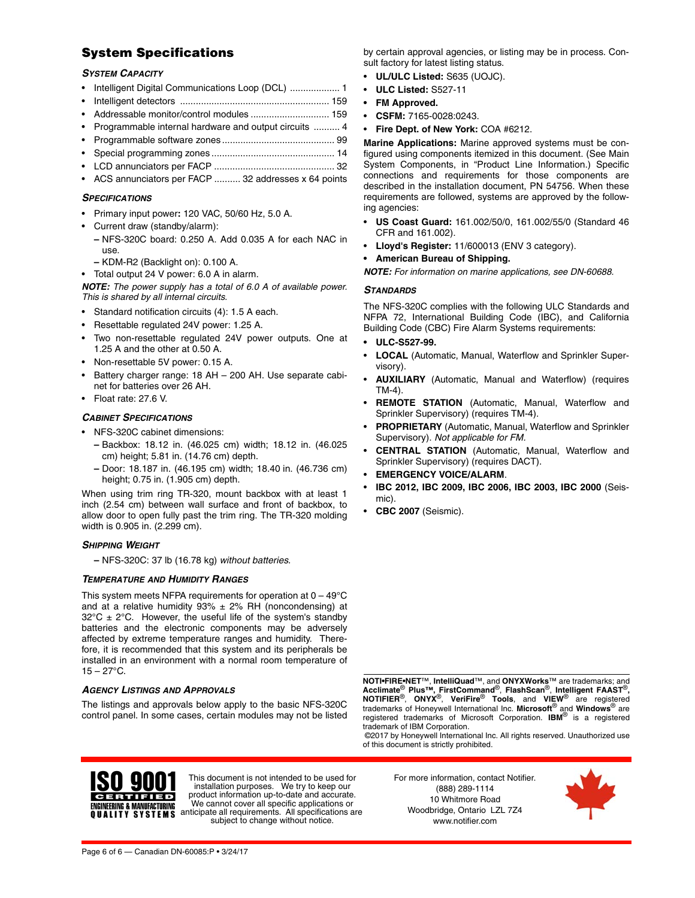## System Specifications

### *System Capacity*

- Intelligent Digital Communications Loop (DCL) ................... 1
- Intelligent detectors ......................................................... 159
- Addressable monitor/control modules .............................. 159
- Programmable internal hardware and output circuits .......... 4
- Programmable software zones ........................................... 99
- Special programming zones ............................................... 14
- LCD annunciators per FACP .............................................. 32
- ACS annunciators per FACP .......... 32 addresses x 64 points

### *Specifications*

- Primary input power**:** 120 VAC, 50/60 Hz, 5.0 A.
- Current draw (standby/alarm):
  - – NFS-320C board: 0.250 A. Add 0.035 A for each NAC in use.
  - – KDM-R2 (Backlight on): 0.100 A.
- Total output 24 V power: 6.0 A in alarm.

***NOTE:*** *The power supply has a total of 6.0 A of available power. This is shared by all internal circuits.*

- Standard notification circuits (4): 1.5 A each.
- Resettable regulated 24V power: 1.25 A.
- Two non-resettable regulated 24V power outputs. One at 1.25 A and the other at 0.50 A.
- Non-resettable 5V power: 0.15 A.
- Battery charger range: 18 AH – 200 AH. Use separate cabinet for batteries over 26 AH.
- Float rate: 27.6 V.

### *Cabinet Specifications*

- NFS-320C cabinet dimensions:
  - – Backbox: 18.12 in. (46.025 cm) width; 18.12 in. (46.025 cm) height; 5.81 in. (14.76 cm) depth.
  - – Door: 18.187 in. (46.195 cm) width; 18.40 in. (46.736 cm) height; 0.75 in. (1.905 cm) depth.

When using trim ring TR-320, mount backbox with at least 1 inch (2.54 cm) between wall surface and front of backbox, to allow door to open fully past the trim ring. The TR-320 molding width is 0.905 in. (2.299 cm).

### *Shipping Weight*

– NFS-320C: 37 lb (16.78 kg) *without batteries*.

### *Temperature and Humidity Ranges*

This system meets NFPA requirements for operation at 0 – 49°C and at a relative humidity 93% ± 2% RH (noncondensing) at 32°C ± 2°C. However, the useful life of the system's standby batteries and the electronic components may be adversely affected by extreme temperature ranges and humidity. Therefore, it is recommended that this system and its peripherals be installed in an environment with a normal room temperature of 15 – 27°C.

### *Agency Listings and Approvals*

The listings and approvals below apply to the basic NFS-320C control panel. In some cases, certain modules may not be listed by certain approval agencies, or listing may be in process. Consult factory for latest listing status.

- **UL/ULC Listed:** S635 (UOJC).
- **ULC Listed:** S527-11
- **FM Approved.**
- **CSFM:** 7165-0028:0243.
- **Fire Dept. of New York:** COA #6212.

**Marine Applications:** Marine approved systems must be configured using components itemized in this document. (See Main System Components, in "Product Line Information.) Specific connections and requirements for those components are described in the installation document, PN 54756. When these requirements are followed, systems are approved by the following agencies:

- **US Coast Guard:** 161.002/50/0, 161.002/55/0 (Standard 46 CFR and 161.002).
- **Lloyd's Register:** 11/600013 (ENV 3 category).
- **American Bureau of Shipping.**

***NOTE:*** *For information on marine applications, see DN-60688.*

### *Standards*

The NFS-320C complies with the following ULC Standards and NFPA 72, International Building Code (IBC), and California Building Code (CBC) Fire Alarm Systems requirements:

- **ULC-S527-99.**
- **LOCAL** (Automatic, Manual, Waterflow and Sprinkler Supervisory).
- **AUXILIARY** (Automatic, Manual and Waterflow) (requires TM-4).
- **REMOTE STATION** (Automatic, Manual, Waterflow and Sprinkler Supervisory) (requires TM-4).
- **PROPRIETARY** (Automatic, Manual, Waterflow and Sprinkler Supervisory). *Not applicable for FM.*
- **CENTRAL STATION** (Automatic, Manual, Waterflow and Sprinkler Supervisory) (requires DACT).
- **EMERGENCY VOICE/ALARM**.
- **IBC 2012, IBC 2009, IBC 2006, IBC 2003, IBC 2000** (Seismic).
- **CBC 2007** (Seismic).

**NOTI•FIRE•NET**™, **IntelliQuad**™, and **ONYXWorks**™ are trademarks; and **Acclimate® Plus™, FirstCommand®**, **FlashScan®**, **Intelligent FAAST®**, **NOTIFIER®**, **ONYX®**, **VeriFire® Tools**, and **VIEW®** are registered trademarks of Honeywell International Inc. **Microsoft®** and **Windows®** are registered trademarks of Microsoft Corporation. **IBM®** is a registered trademark of IBM Corporation.

©2017 by Honeywell International Inc. All rights reserved. Unauthorized use of this document is strictly prohibited.

ISO 9001 CERTIFIED ENGINEERING & MANUFACTURING QUALITY SYSTEMS

This document is not intended to be used for installation purposes. We try to keep our product information up-to-date and accurate. We cannot cover all specific applications or anticipate all requirements. All specifications are subject to change without notice.

For more information, contact Notifier.
(888) 289-1114
10 Whitmore Road
Woodbridge, Ontario LZL 7Z4
www.notifier.com